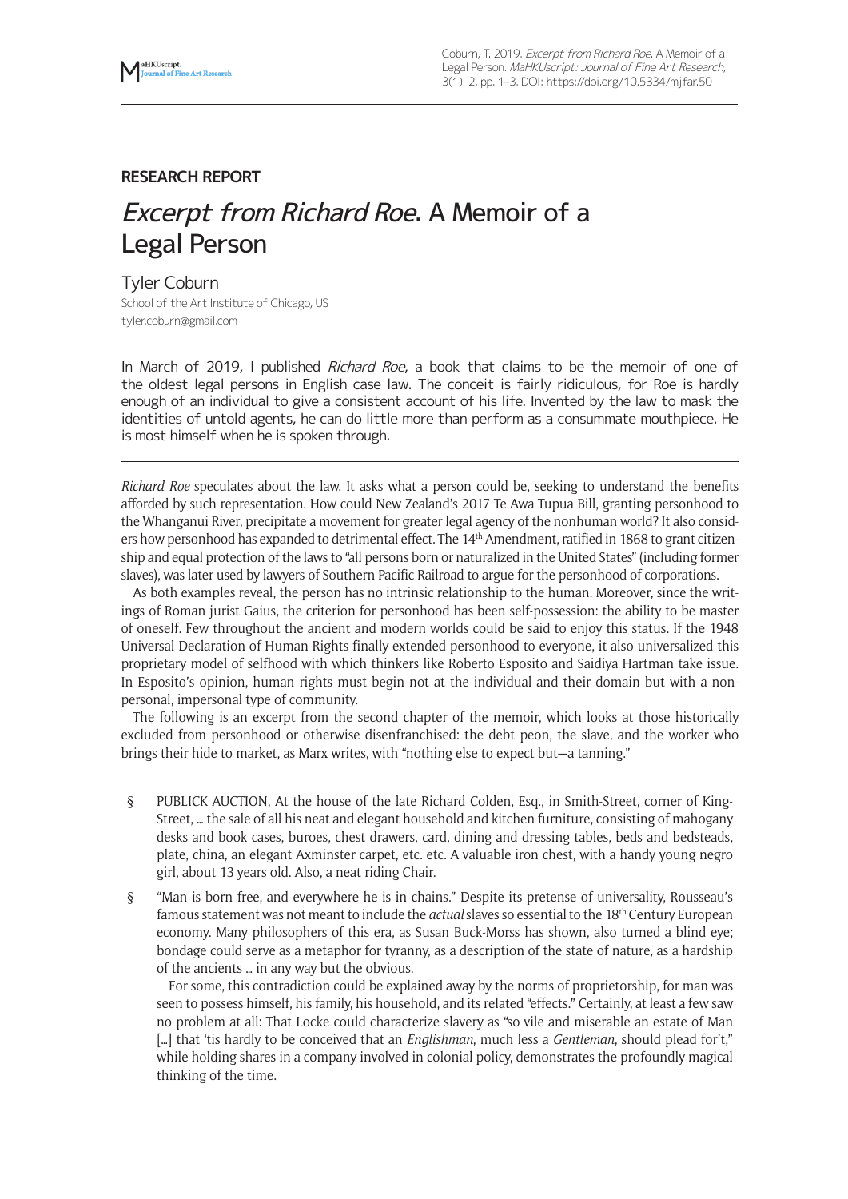RESEARCH REPORT

# *Excerpt from Richard Roe*. A Memoir of a Legal Person

Tyler Coburn

School of the Art Institute of Chicago, US

tyler.coburn@gmail.com

In March of 2019, I published *Richard Roe*, a book that claims to be the memoir of one of the oldest legal persons in English case law. The conceit is fairly ridiculous, for Roe is hardly enough of an individual to give a consistent account of his life. Invented by the law to mask the identities of untold agents, he can do little more than perform as a consummate mouthpiece. He is most himself when he is spoken through.

---

*Richard Roe* speculates about the law. It asks what a person could be, seeking to understand the benefits afforded by such representation. How could New Zealand's 2017 Te Awa Tupua Bill, granting personhood to the Whanganui River, precipitate a movement for greater legal agency of the nonhuman world? It also considers how personhood has expanded to detrimental effect. The 14th Amendment, ratified in 1868 to grant citizenship and equal protection of the laws to "all persons born or naturalized in the United States" (including former slaves), was later used by lawyers of Southern Pacific Railroad to argue for the personhood of corporations.

As both examples reveal, the person has no intrinsic relationship to the human. Moreover, since the writings of Roman jurist Gaius, the criterion for personhood has been self-possession: the ability to be master of oneself. Few throughout the ancient and modern worlds could be said to enjoy this status. If the 1948 Universal Declaration of Human Rights finally extended personhood to everyone, it also universalized this proprietary model of selfhood with which thinkers like Roberto Esposito and Saidiya Hartman take issue. In Esposito's opinion, human rights must begin not at the individual and their domain but with a non-personal, impersonal type of community.

The following is an excerpt from the second chapter of the memoir, which looks at those historically excluded from personhood or otherwise disenfranchised: the debt peon, the slave, and the worker who brings their hide to market, as Marx writes, with "nothing else to expect but—a tanning."

§ PUBLICK AUCTION, At the house of the late Richard Colden, Esq., in Smith-Street, corner of King-Street, … the sale of all his neat and elegant household and kitchen furniture, consisting of mahogany desks and book cases, buroes, chest drawers, card, dining and dressing tables, beds and bedsteads, plate, china, an elegant Axminster carpet, etc. etc. A valuable iron chest, with a handy young negro girl, about 13 years old. Also, a neat riding Chair.

§ "Man is born free, and everywhere he is in chains." Despite its pretense of universality, Rousseau's famous statement was not meant to include the *actual* slaves so essential to the 18th Century European economy. Many philosophers of this era, as Susan Buck-Morss has shown, also turned a blind eye; bondage could serve as a metaphor for tyranny, as a description of the state of nature, as a hardship of the ancients … in any way but the obvious.

For some, this contradiction could be explained away by the norms of proprietorship, for man was seen to possess himself, his family, his household, and its related "effects." Certainly, at least a few saw no problem at all: That Locke could characterize slavery as "so vile and miserable an estate of Man […] that 'tis hardly to be conceived that an *Englishman*, much less a *Gentleman*, should plead for't," while holding shares in a company involved in colonial policy, demonstrates the profoundly magical thinking of the time.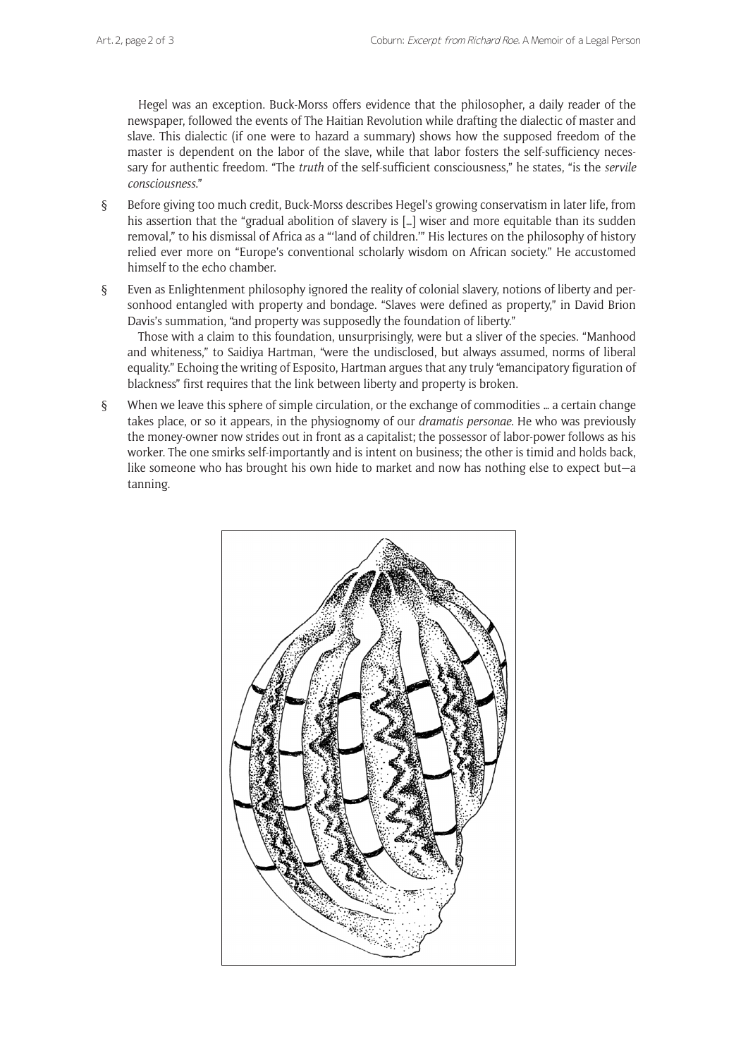Hegel was an exception. Buck-Morss offers evidence that the philosopher, a daily reader of the newspaper, followed the events of The Haitian Revolution while drafting the dialectic of master and slave. This dialectic (if one were to hazard a summary) shows how the supposed freedom of the master is dependent on the labor of the slave, while that labor fosters the self-sufficiency necessary for authentic freedom. "The *truth* of the self-sufficient consciousness," he states, "is the *servile consciousness*."

§ Before giving too much credit, Buck-Morss describes Hegel's growing conservatism in later life, from his assertion that the "gradual abolition of slavery is […] wiser and more equitable than its sudden removal," to his dismissal of Africa as a "'land of children.'" His lectures on the philosophy of history relied ever more on "Europe's conventional scholarly wisdom on African society." He accustomed himself to the echo chamber.

§ Even as Enlightenment philosophy ignored the reality of colonial slavery, notions of liberty and personhood entangled with property and bondage. "Slaves were defined as property," in David Brion Davis's summation, "and property was supposedly the foundation of liberty."

Those with a claim to this foundation, unsurprisingly, were but a sliver of the species. "Manhood and whiteness," to Saidiya Hartman, "were the undisclosed, but always assumed, norms of liberal equality." Echoing the writing of Esposito, Hartman argues that any truly "emancipatory figuration of blackness" first requires that the link between liberty and property is broken.

§ When we leave this sphere of simple circulation, or the exchange of commodities … a certain change takes place, or so it appears, in the physiognomy of our *dramatis personae*. He who was previously the money-owner now strides out in front as a capitalist; the possessor of labor-power follows as his worker. The one smirks self-importantly and is intent on business; the other is timid and holds back, like someone who has brought his own hide to market and now has nothing else to expect but—a tanning.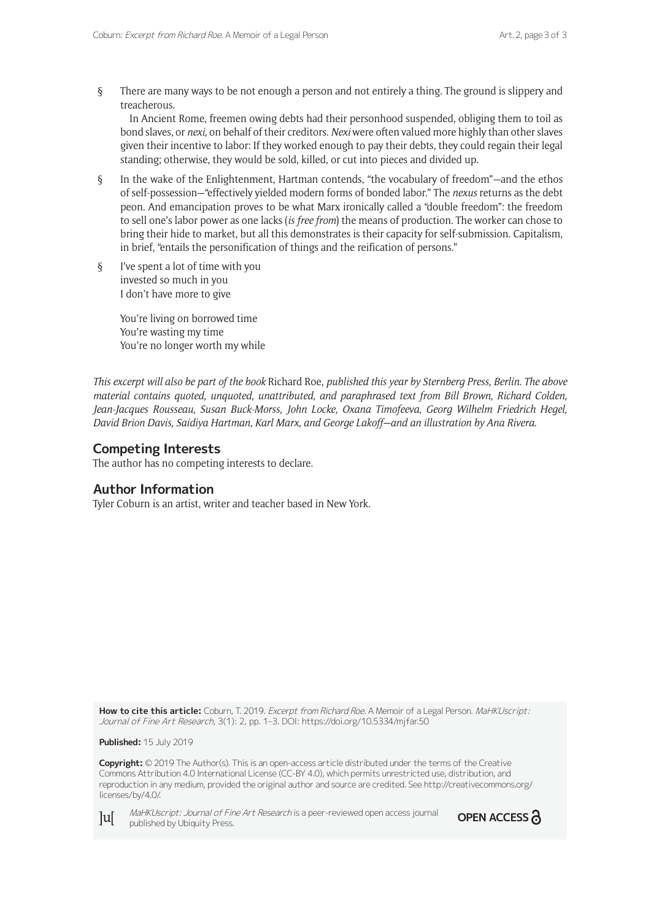§ There are many ways to be not enough a person and not entirely a thing. The ground is slippery and treacherous.

In Ancient Rome, freemen owing debts had their personhood suspended, obliging them to toil as bond slaves, or *nexi*, on behalf of their creditors. *Nexi* were often valued more highly than other slaves given their incentive to labor: If they worked enough to pay their debts, they could regain their legal standing; otherwise, they would be sold, killed, or cut into pieces and divided up.

§ In the wake of the Enlightenment, Hartman contends, "the vocabulary of freedom"—and the ethos of self-possession—"effectively yielded modern forms of bonded labor." The *nexus* returns as the debt peon. And emancipation proves to be what Marx ironically called a "double freedom": the freedom to sell one's labor power as one lacks (*is free from*) the means of production. The worker can chose to bring their hide to market, but all this demonstrates is their capacity for self-submission. Capitalism, in brief, "entails the personification of things and the reification of persons."

§ I've spent a lot of time with you
invested so much in you
I don't have more to give

You're living on borrowed time
You're wasting my time
You're no longer worth my while

*This excerpt will also be part of the book* Richard Roe*, published this year by Sternberg Press, Berlin. The above material contains quoted, unquoted, unattributed, and paraphrased text from Bill Brown, Richard Colden, Jean-Jacques Rousseau, Susan Buck-Morss, John Locke, Oxana Timofeeva, Georg Wilhelm Friedrich Hegel, David Brion Davis, Saidiya Hartman, Karl Marx, and George Lakoff—and an illustration by Ana Rivera.*

## Competing Interests

The author has no competing interests to declare.

## Author Information

Tyler Coburn is an artist, writer and teacher based in New York.

**How to cite this article:** Coburn, T. 2019. *Excerpt from Richard Roe*. A Memoir of a Legal Person. *MaHKUscript: Journal of Fine Art Research*, 3(1): 2, pp. 1–3. DOI: https://doi.org/10.5334/mjfar.50

**Published:** 15 July 2019

**Copyright:** © 2019 The Author(s). This is an open-access article distributed under the terms of the Creative Commons Attribution 4.0 International License (CC-BY 4.0), which permits unrestricted use, distribution, and reproduction in any medium, provided the original author and source are credited. See http://creativecommons.org/licenses/by/4.0/.

*MaHKUscript: Journal of Fine Art Research* is a peer-reviewed open access journal published by Ubiquity Press.

OPEN ACCESS